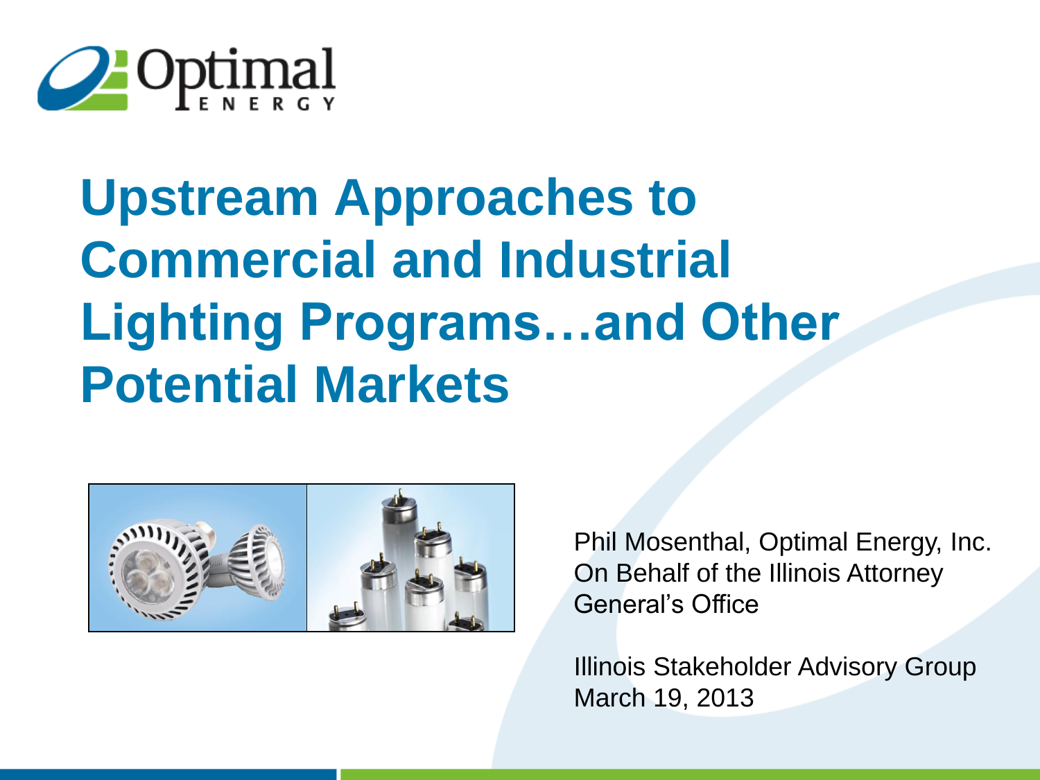Optimal ENERGY

# Upstream Approaches to Commercial and Industrial Lighting Programs…and Other Potential Markets

Phil Mosenthal, Optimal Energy, Inc.
On Behalf of the Illinois Attorney General's Office

Illinois Stakeholder Advisory Group
March 19, 2013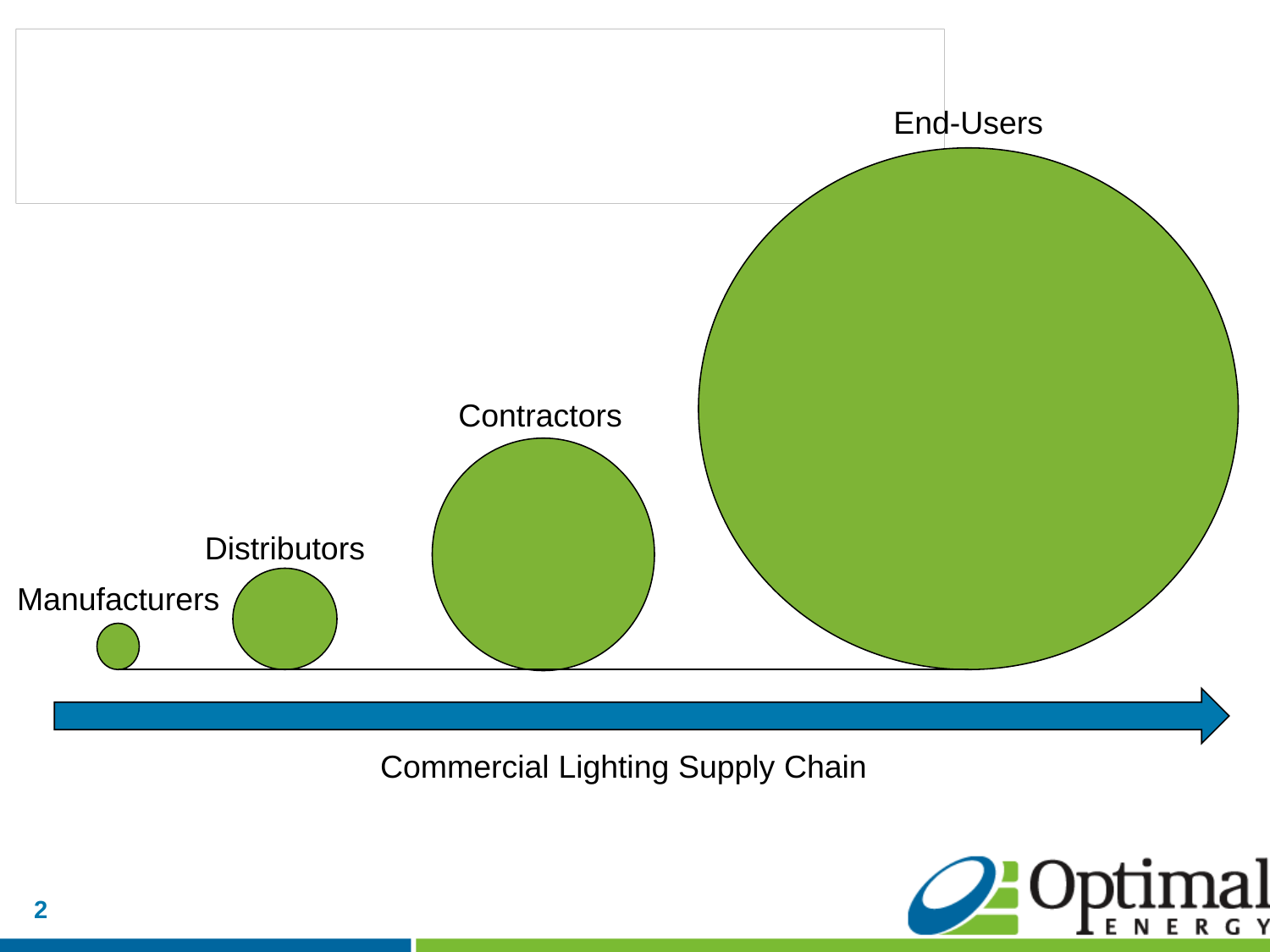End-Users

Contractors

Distributors

Manufacturers

Commercial Lighting Supply Chain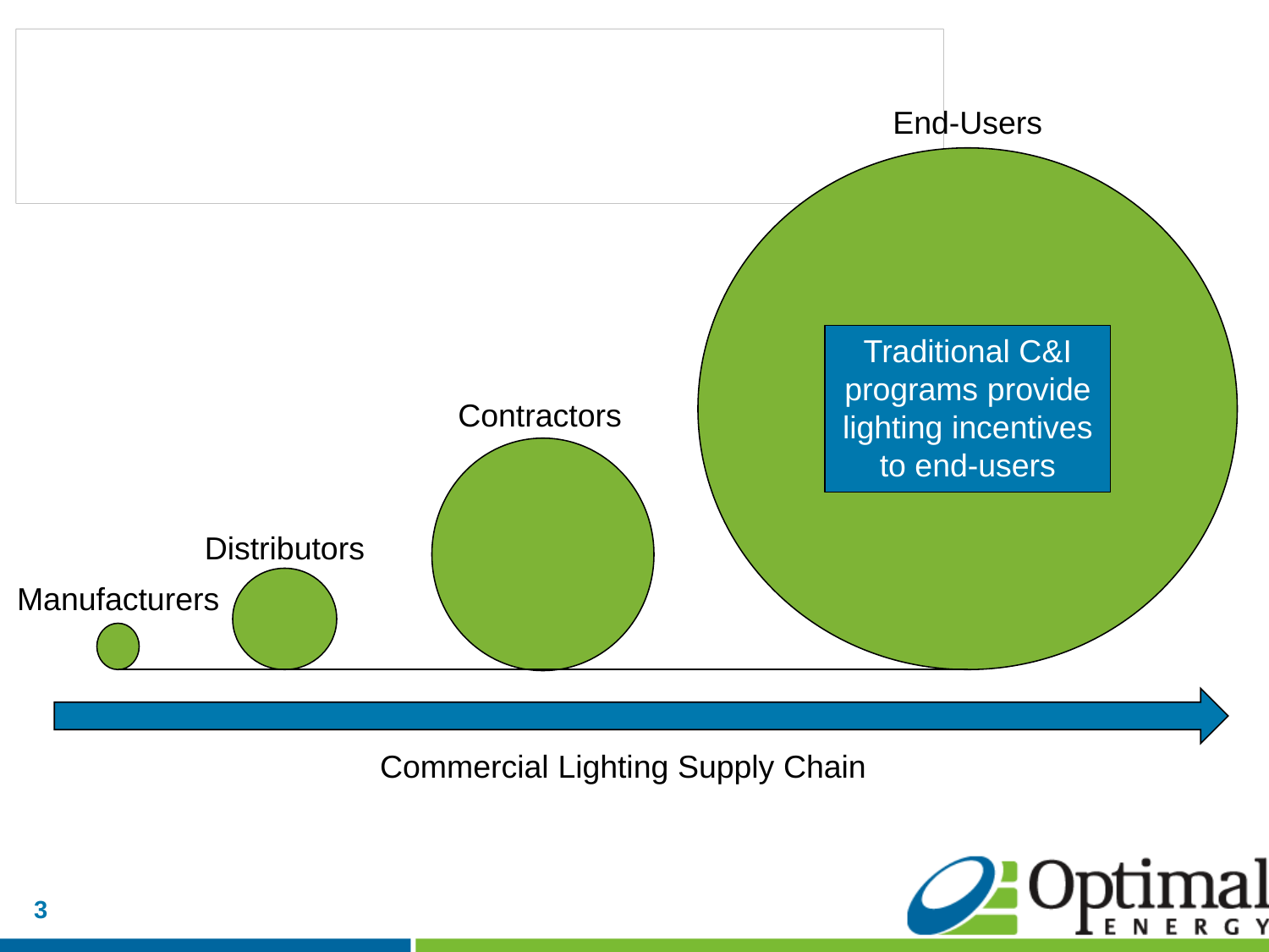End-Users

Traditional C&I programs provide lighting incentives to end-users

Contractors

Distributors

Manufacturers

Commercial Lighting Supply Chain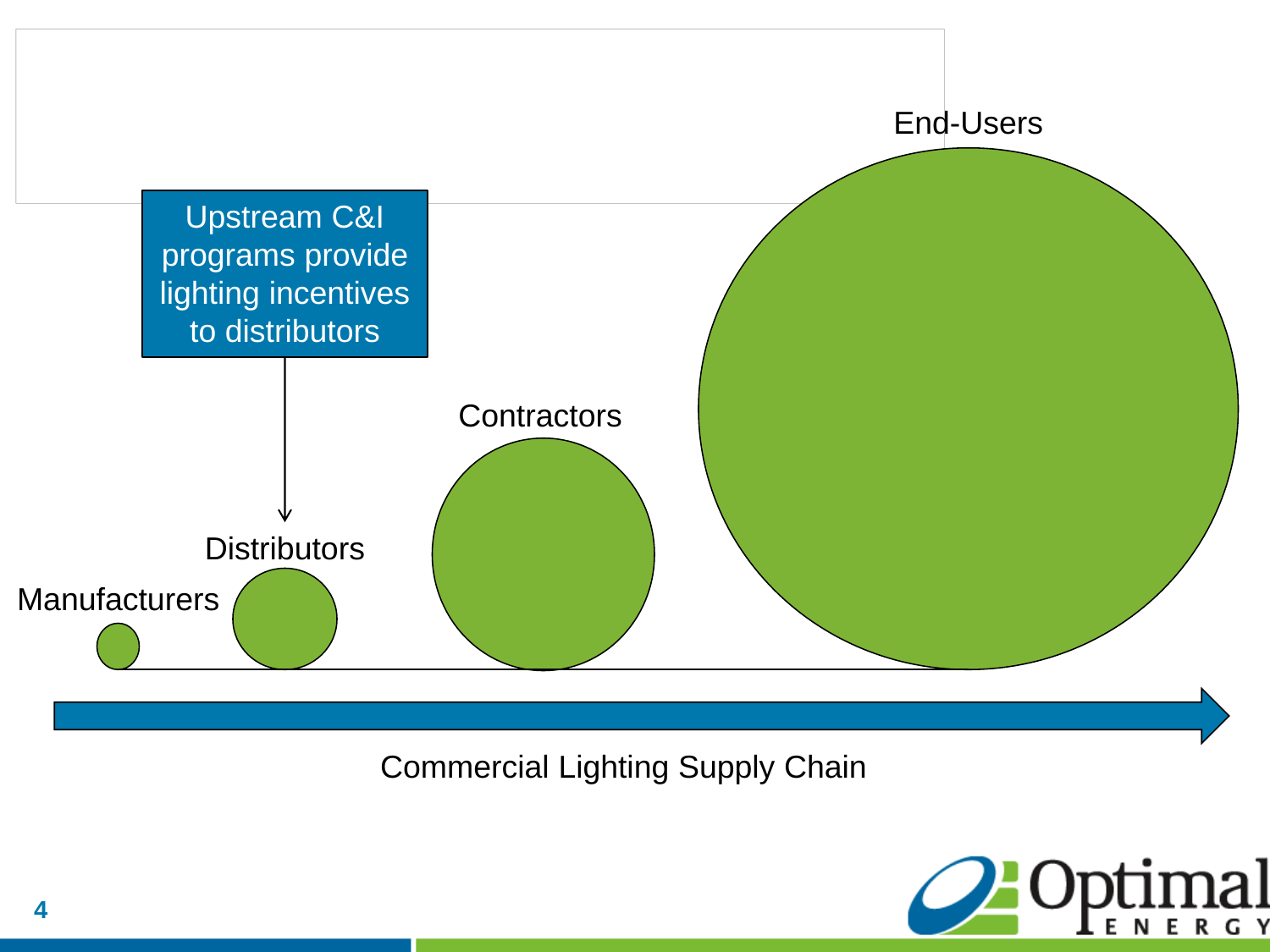Upstream C&I programs provide lighting incentives to distributors

Manufacturers

Distributors

Contractors

End-Users

Commercial Lighting Supply Chain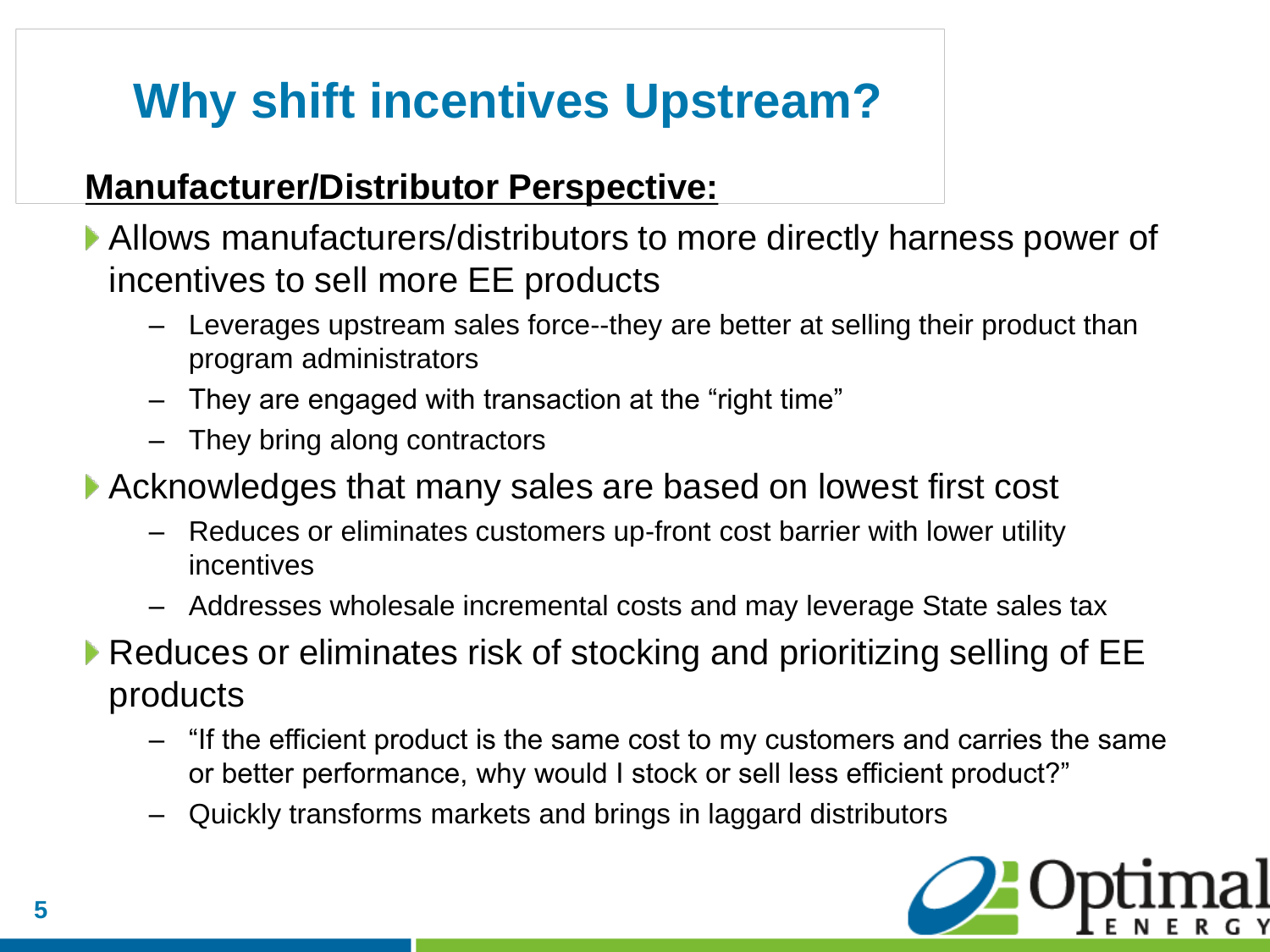# Why shift incentives Upstream?

**Manufacturer/Distributor Perspective:**

- Allows manufacturers/distributors to more directly harness power of incentives to sell more EE products
  - Leverages upstream sales force--they are better at selling their product than program administrators
  - They are engaged with transaction at the "right time"
  - They bring along contractors
- Acknowledges that many sales are based on lowest first cost
  - Reduces or eliminates customers up-front cost barrier with lower utility incentives
  - Addresses wholesale incremental costs and may leverage State sales tax
- Reduces or eliminates risk of stocking and prioritizing selling of EE products
  - "If the efficient product is the same cost to my customers and carries the same or better performance, why would I stock or sell less efficient product?"
  - Quickly transforms markets and brings in laggard distributors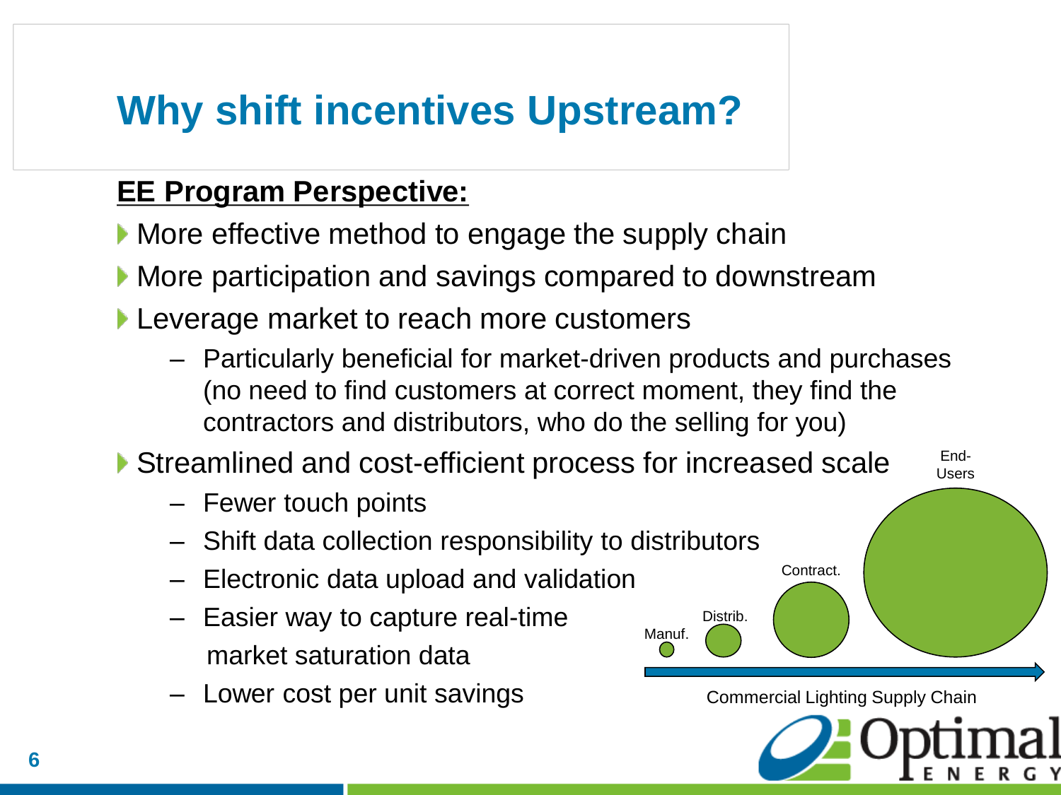# Why shift incentives Upstream?

**EE Program Perspective:**

- More effective method to engage the supply chain
- More participation and savings compared to downstream
- Leverage market to reach more customers
  - Particularly beneficial for market-driven products and purchases (no need to find customers at correct moment, they find the contractors and distributors, who do the selling for you)
- Streamlined and cost-efficient process for increased scale
  - Fewer touch points
  - Shift data collection responsibility to distributors
  - Electronic data upload and validation
  - Easier way to capture real-time market saturation data
  - Lower cost per unit savings

Manuf. Distrib. Contract. End-Users

Commercial Lighting Supply Chain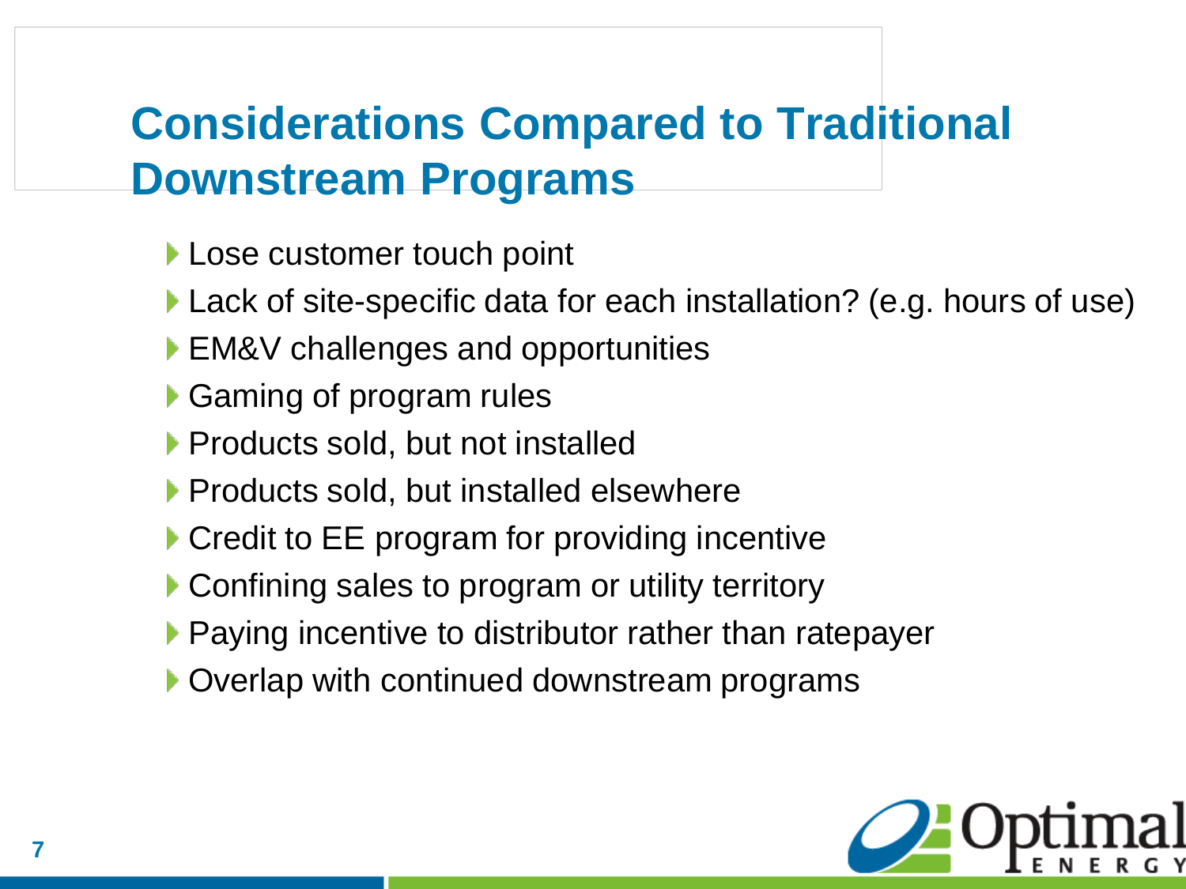## Considerations Compared to Traditional Downstream Programs

- Lose customer touch point
- Lack of site-specific data for each installation? (e.g. hours of use)
- EM&V challenges and opportunities
- Gaming of program rules
- Products sold, but not installed
- Products sold, but installed elsewhere
- Credit to EE program for providing incentive
- Confining sales to program or utility territory
- Paying incentive to distributor rather than ratepayer
- Overlap with continued downstream programs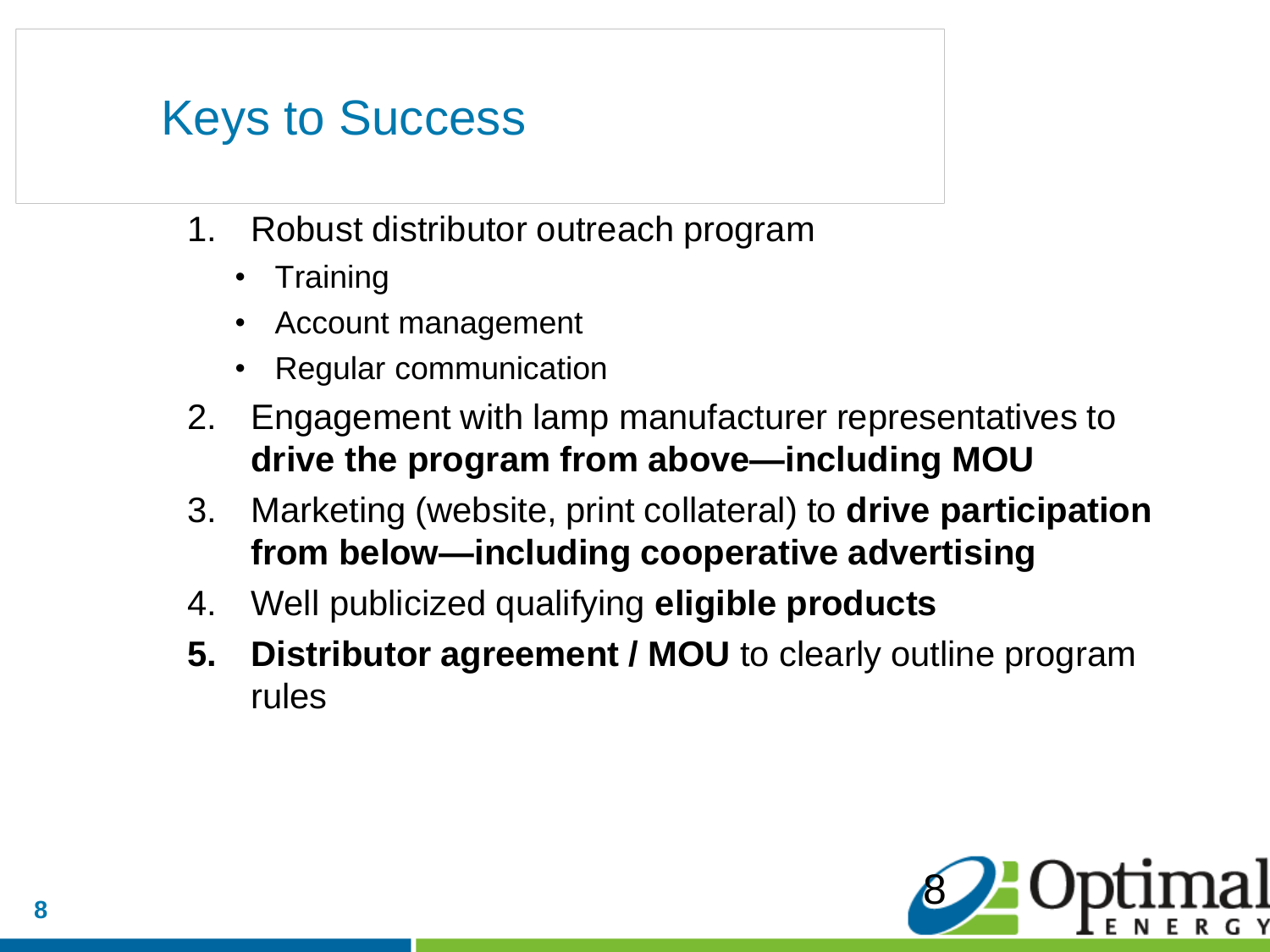# Keys to Success

1. Robust distributor outreach program
   - Training
   - Account management
   - Regular communication
2. Engagement with lamp manufacturer representatives to **drive the program from above—including MOU**
3. Marketing (website, print collateral) to **drive participation from below—including cooperative advertising**
4. Well publicized qualifying **eligible products**
5. **Distributor agreement / MOU** to clearly outline program rules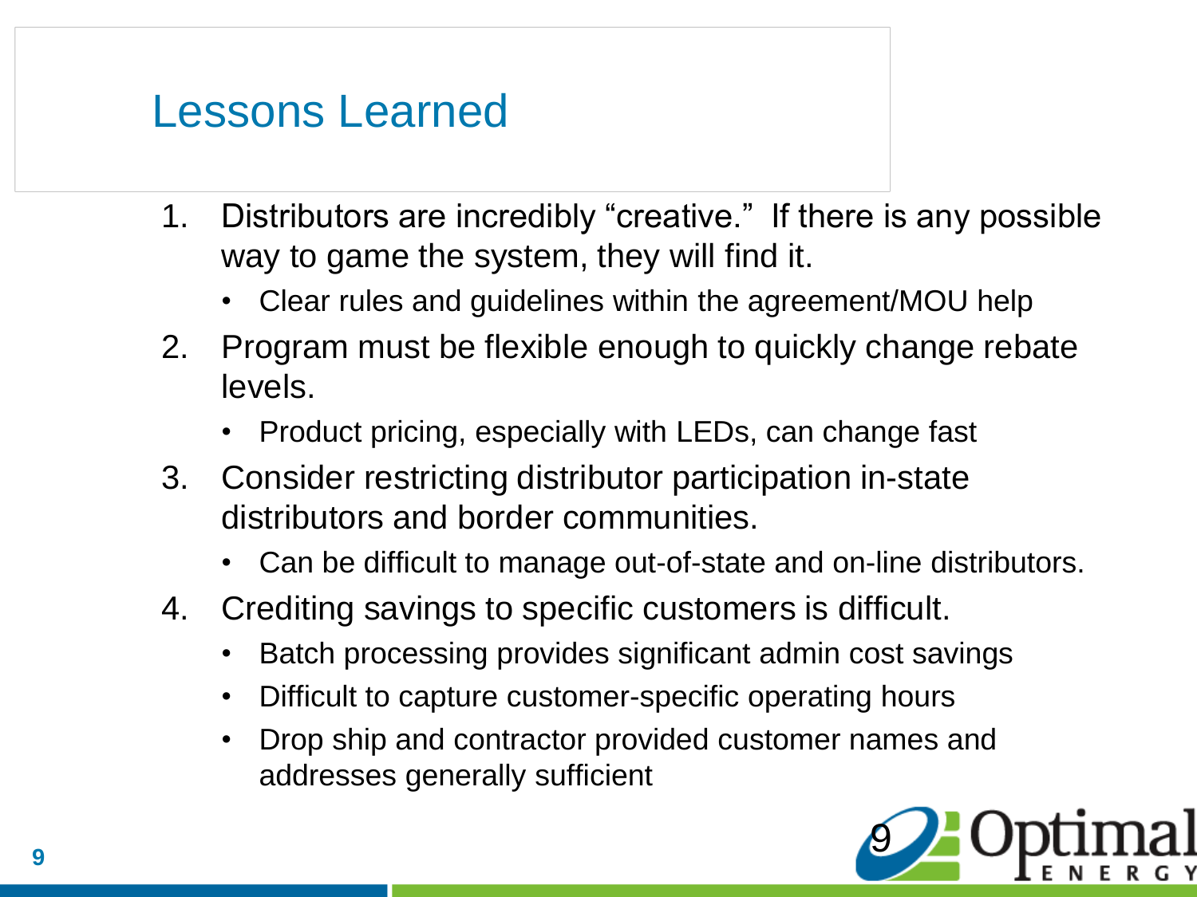# Lessons Learned

1. Distributors are incredibly "creative." If there is any possible way to game the system, they will find it.
   - Clear rules and guidelines within the agreement/MOU help
2. Program must be flexible enough to quickly change rebate levels.
   - Product pricing, especially with LEDs, can change fast
3. Consider restricting distributor participation in-state distributors and border communities.
   - Can be difficult to manage out-of-state and on-line distributors.
4. Crediting savings to specific customers is difficult.
   - Batch processing provides significant admin cost savings
   - Difficult to capture customer-specific operating hours
   - Drop ship and contractor provided customer names and addresses generally sufficient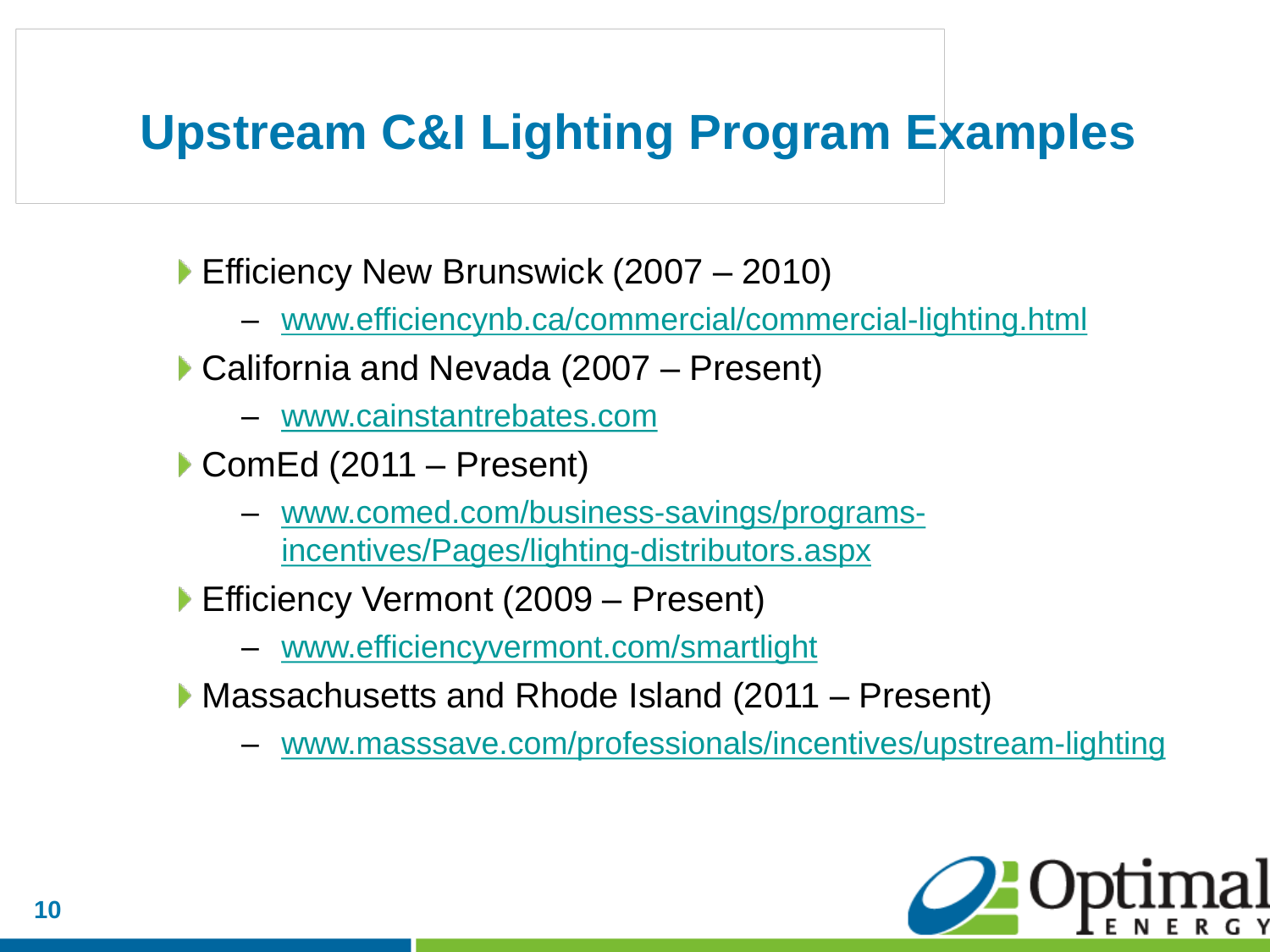# Upstream C&I Lighting Program Examples

- Efficiency New Brunswick (2007 – 2010)
  - www.efficiencynb.ca/commercial/commercial-lighting.html
- California and Nevada (2007 – Present)
  - www.cainstantrebates.com
- ComEd (2011 – Present)
  - www.comed.com/business-savings/programs-incentives/Pages/lighting-distributors.aspx
- Efficiency Vermont (2009 – Present)
  - www.efficiencyvermont.com/smartlight
- Massachusetts and Rhode Island (2011 – Present)
  - www.masssave.com/professionals/incentives/upstream-lighting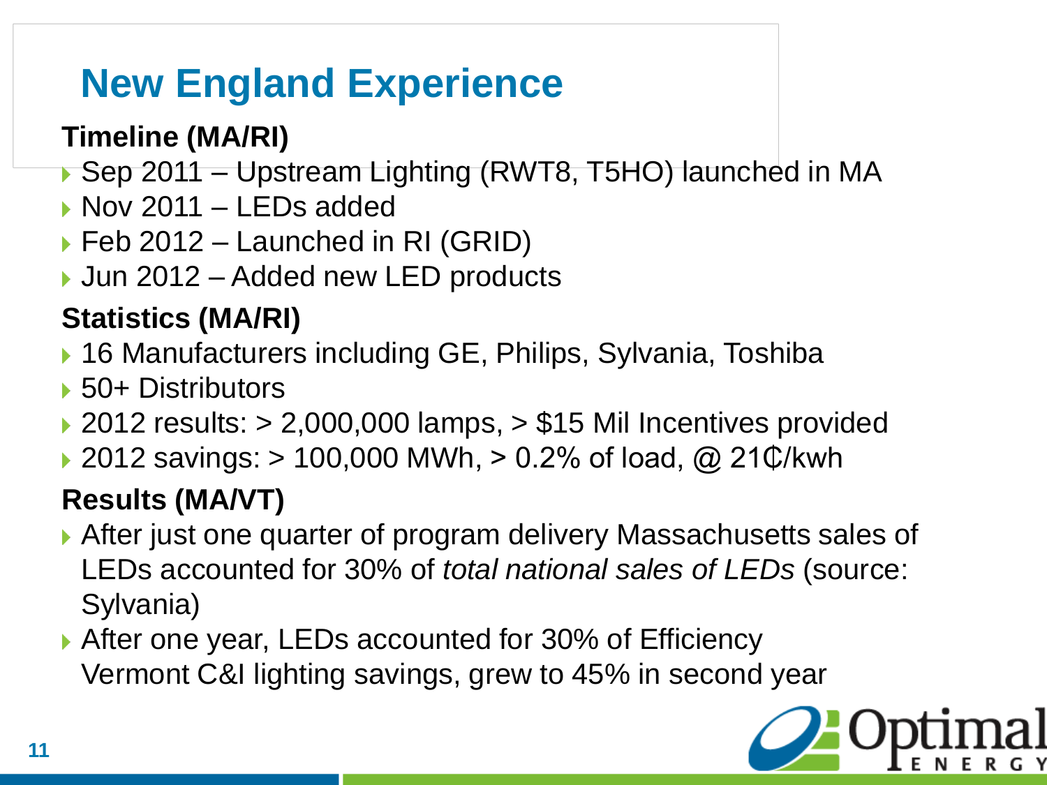# New England Experience

### Timeline (MA/RI)

- Sep 2011 – Upstream Lighting (RWT8, T5HO) launched in MA
- Nov 2011 – LEDs added
- Feb 2012 – Launched in RI (GRID)
- Jun 2012 – Added new LED products

### Statistics (MA/RI)

- 16 Manufacturers including GE, Philips, Sylvania, Toshiba
- 50+ Distributors
- 2012 results: > 2,000,000 lamps, > $15 Mil Incentives provided
- 2012 savings: > 100,000 MWh, > 0.2% of load, @ 21₵/kwh

### Results (MA/VT)

- After just one quarter of program delivery Massachusetts sales of LEDs accounted for 30% of *total national sales of LEDs* (source: Sylvania)
- After one year, LEDs accounted for 30% of Efficiency Vermont C&I lighting savings, grew to 45% in second year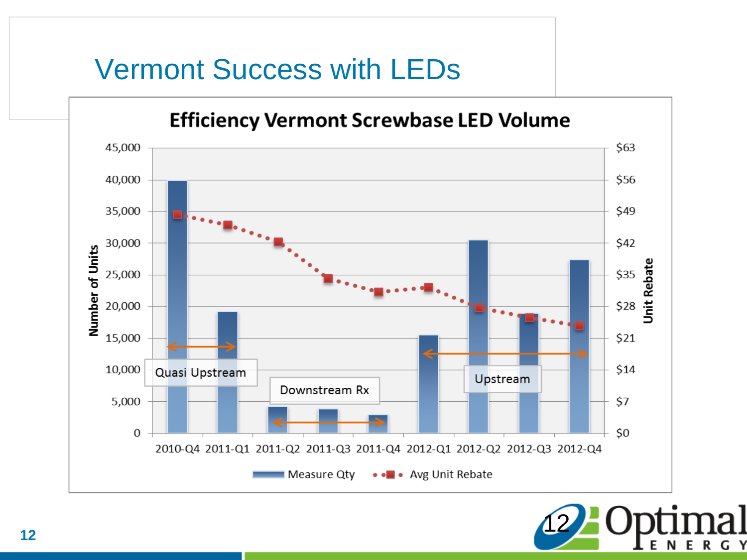# Vermont Success with LEDs

**Efficiency Vermont Screwbase LED Volume**

Number of Units (left axis: 0 – 45,000); Unit Rebate (right axis: $0 – $63)

Quarters: 2010-Q4, 2011-Q1, 2011-Q2, 2011-Q3, 2011-Q4, 2012-Q1, 2012-Q2, 2012-Q3, 2012-Q4

- Quasi Upstream (2010-Q4 – 2011-Q1)
- Downstream Rx (2011-Q2 – 2011-Q4)
- Upstream (2012-Q1 – 2012-Q4)

Legend: Measure Qty; Avg Unit Rebate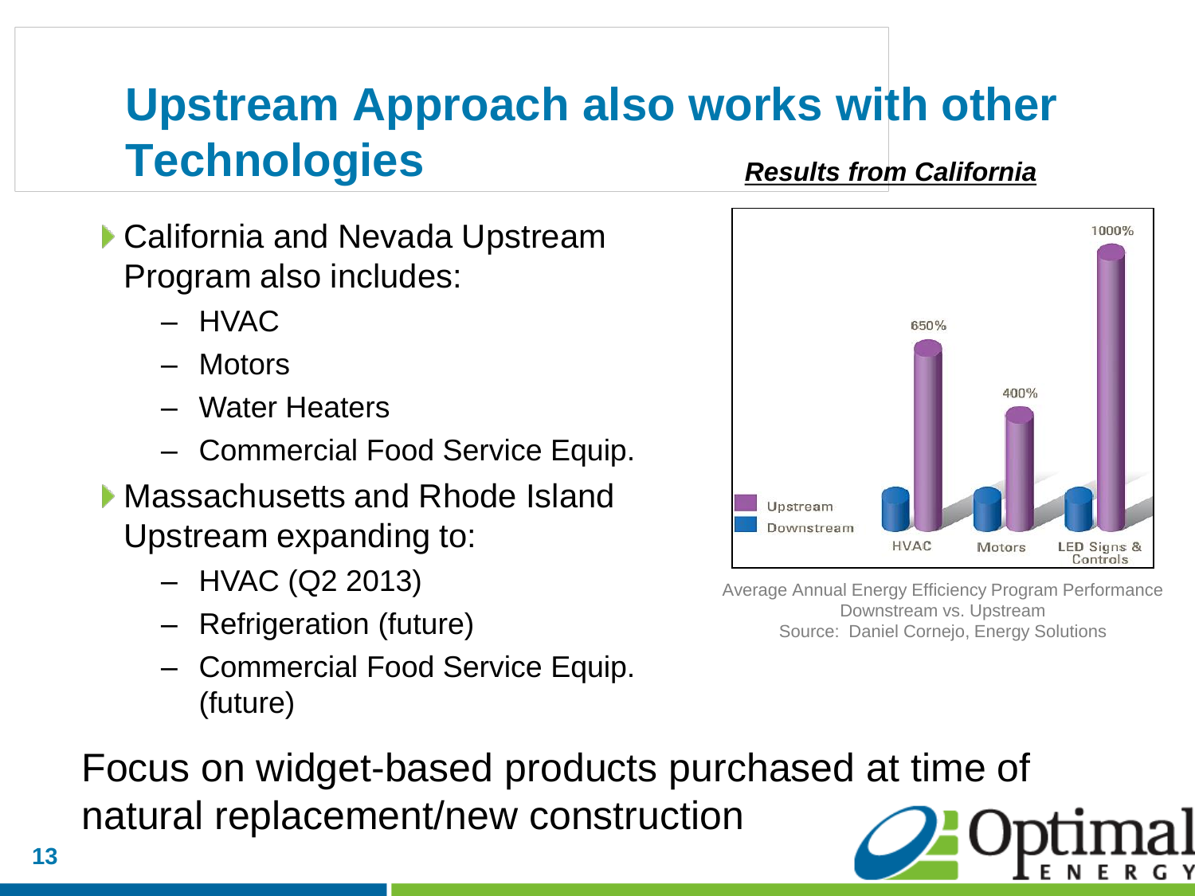# Upstream Approach also works with other Technologies

- California and Nevada Upstream Program also includes:
  - HVAC
  - Motors
  - Water Heaters
  - Commercial Food Service Equip.
- Massachusetts and Rhode Island Upstream expanding to:
  - HVAC (Q2 2013)
  - Refrigeration (future)
  - Commercial Food Service Equip. (future)

***Results from California***

| | HVAC | Motors | LED Signs & Controls |
|---|---|---|---|
| Upstream | 650% | 400% | 1000% |
| Downstream | | | |

Average Annual Energy Efficiency Program Performance
Downstream vs. Upstream
Source: Daniel Cornejo, Energy Solutions

Focus on widget-based products purchased at time of natural replacement/new construction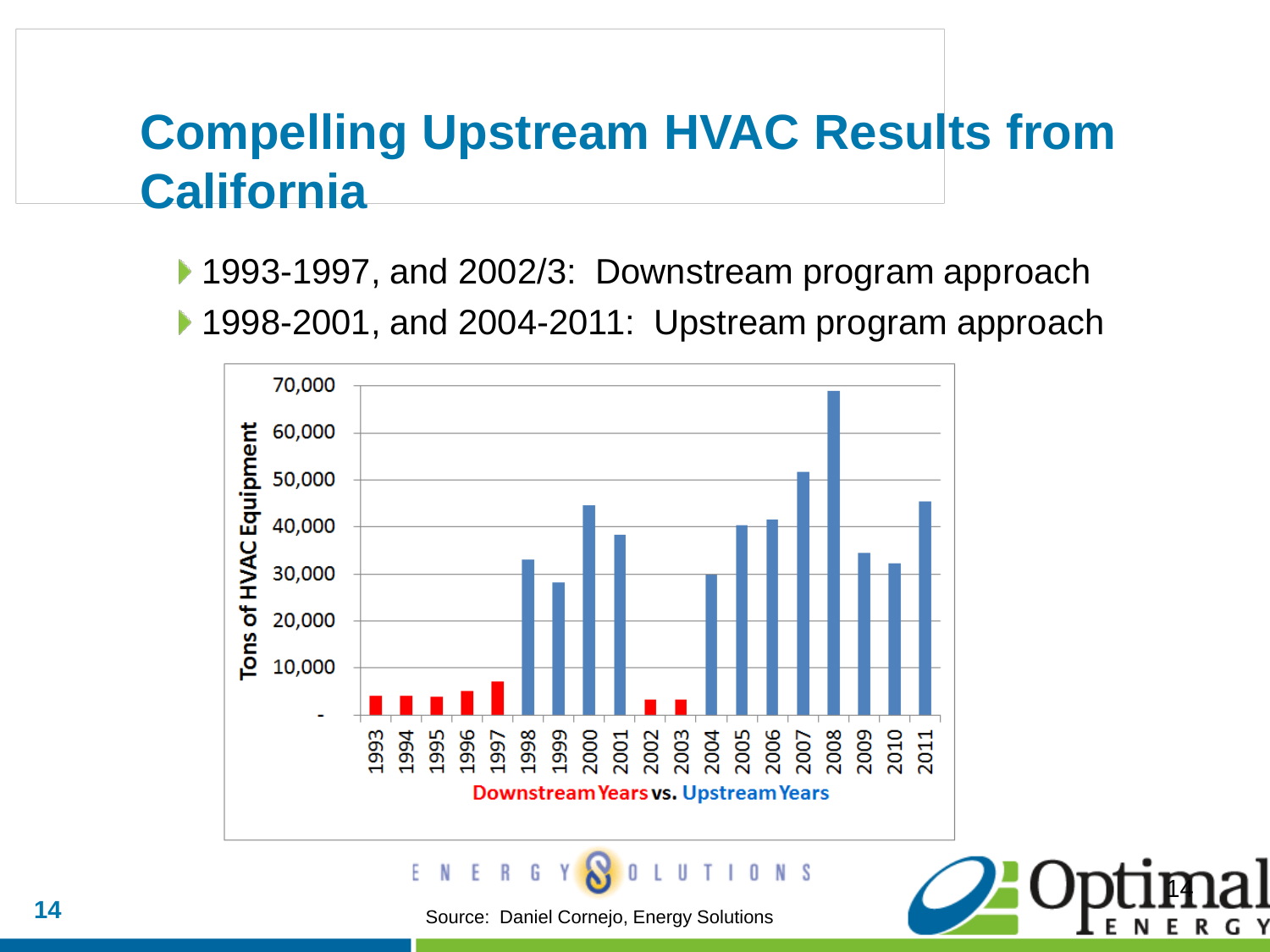# Compelling Upstream HVAC Results from California

- 1993-1997, and 2002/3: Downstream program approach
- 1998-2001, and 2004-2011: Upstream program approach

Downstream Years vs. Upstream Years

Source: Daniel Cornejo, Energy Solutions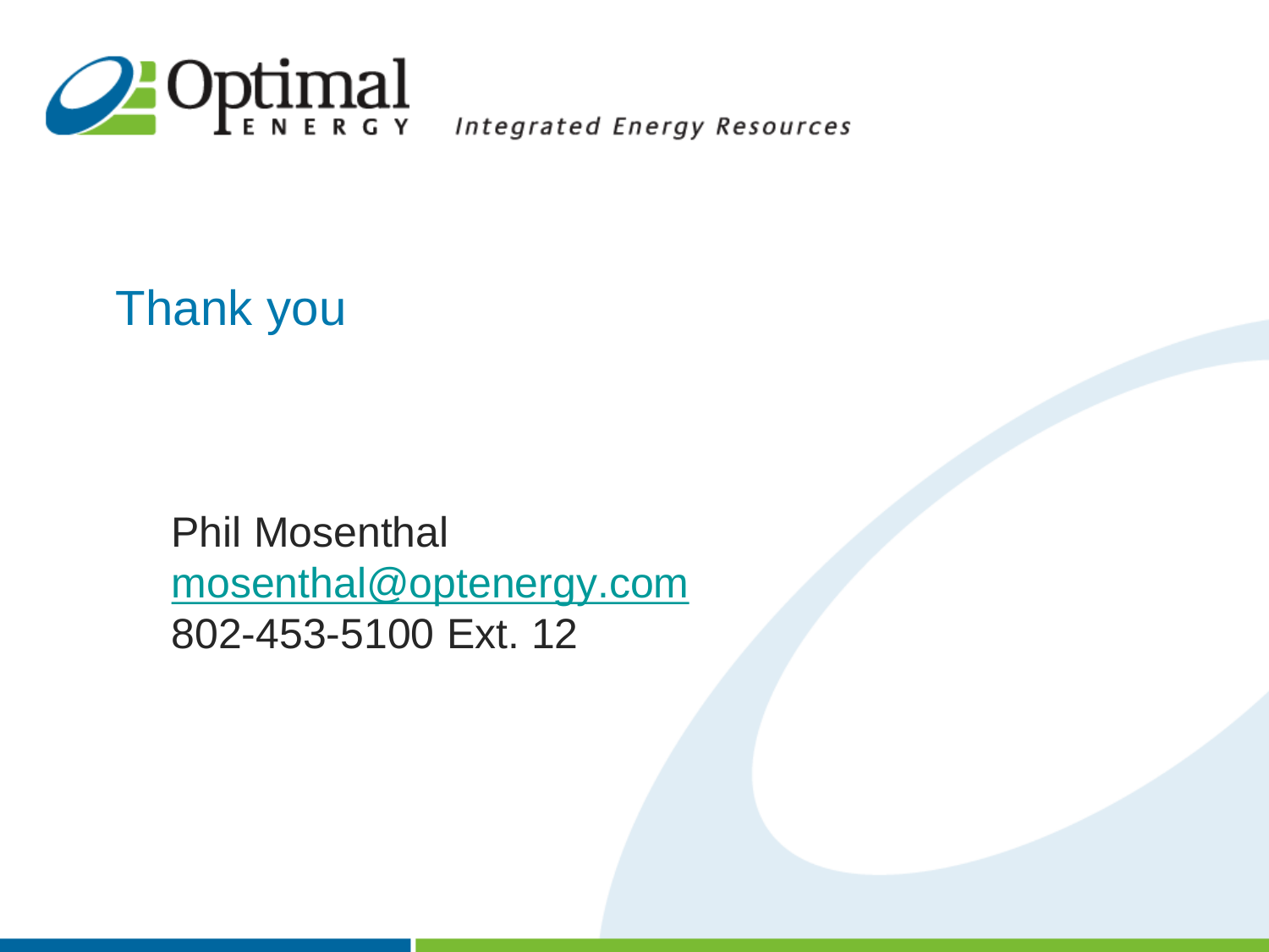Optimal ENERGY Integrated Energy Resources

# Thank you

Phil Mosenthal
mosenthal@optenergy.com
802-453-5100 Ext. 12